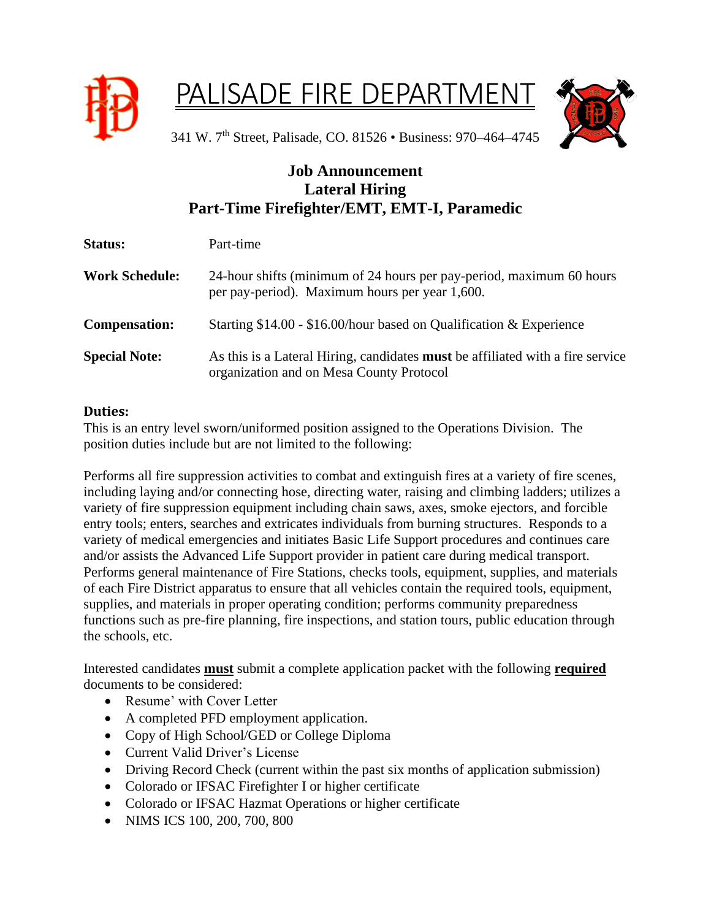# PALISADE FIRE DEPARTMENT

341 W. 7th Street, Palisade, CO. 81526 • Business: 970–464–4745

**Job Announcement**
**Lateral Hiring**
**Part-Time Firefighter/EMT, EMT-I, Paramedic**

| | |
|---|---|
| **Status:** | Part-time |
| **Work Schedule:** | 24-hour shifts (minimum of 24 hours per pay-period, maximum 60 hours per pay-period). Maximum hours per year 1,600. |
| **Compensation:** | Starting $14.00 - $16.00/hour based on Qualification & Experience |
| **Special Note:** | As this is a Lateral Hiring, candidates **must** be affiliated with a fire service organization and on Mesa County Protocol |

### Duties:

This is an entry level sworn/uniformed position assigned to the Operations Division. The position duties include but are not limited to the following:

Performs all fire suppression activities to combat and extinguish fires at a variety of fire scenes, including laying and/or connecting hose, directing water, raising and climbing ladders; utilizes a variety of fire suppression equipment including chain saws, axes, smoke ejectors, and forcible entry tools; enters, searches and extricates individuals from burning structures. Responds to a variety of medical emergencies and initiates Basic Life Support procedures and continues care and/or assists the Advanced Life Support provider in patient care during medical transport. Performs general maintenance of Fire Stations, checks tools, equipment, supplies, and materials of each Fire District apparatus to ensure that all vehicles contain the required tools, equipment, supplies, and materials in proper operating condition; performs community preparedness functions such as pre-fire planning, fire inspections, and station tours, public education through the schools, etc.

Interested candidates **must** submit a complete application packet with the following **required** documents to be considered:

- Resume' with Cover Letter
- A completed PFD employment application.
- Copy of High School/GED or College Diploma
- Current Valid Driver's License
- Driving Record Check (current within the past six months of application submission)
- Colorado or IFSAC Firefighter I or higher certificate
- Colorado or IFSAC Hazmat Operations or higher certificate
- NIMS ICS 100, 200, 700, 800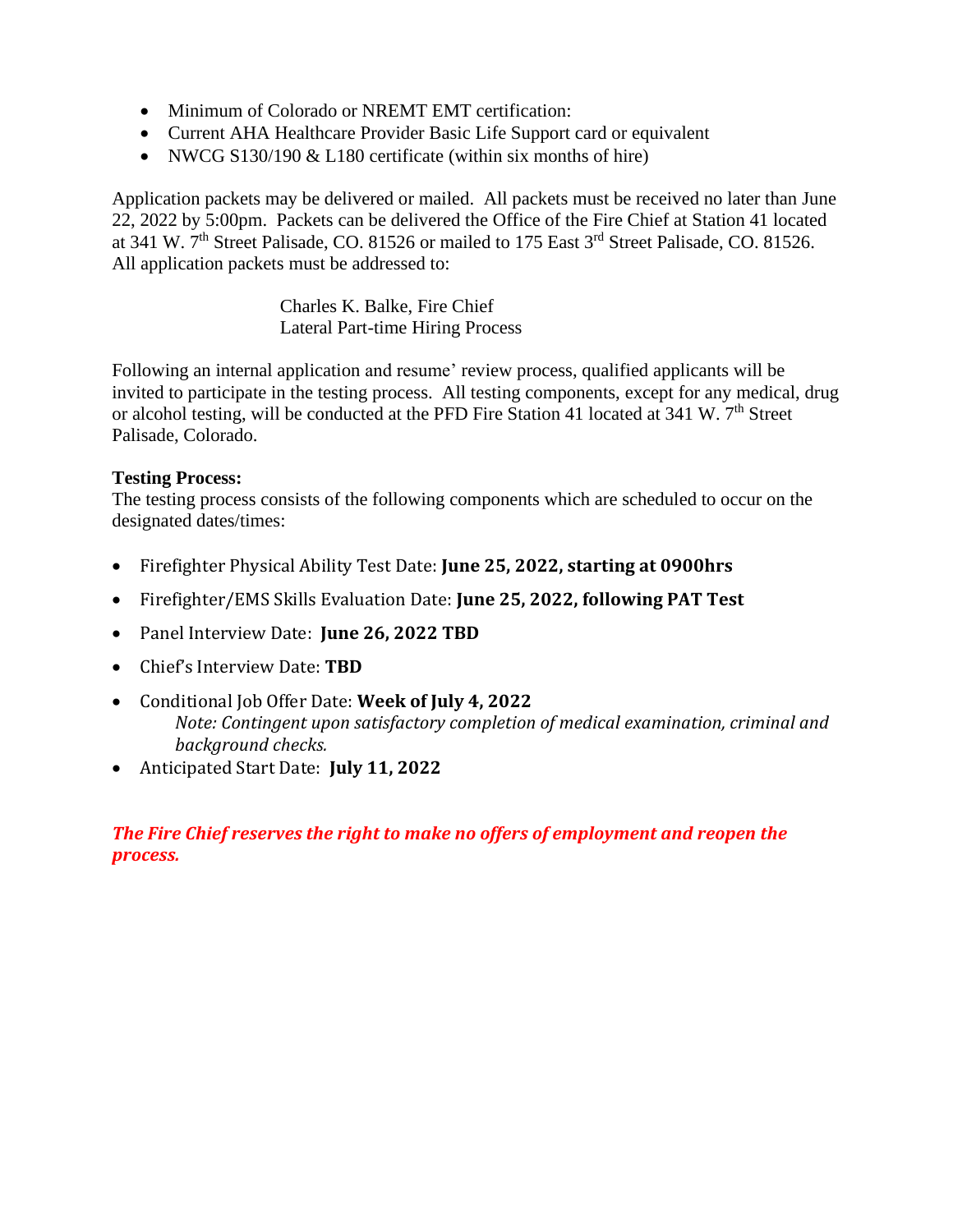- Minimum of Colorado or NREMT EMT certification:
- Current AHA Healthcare Provider Basic Life Support card or equivalent
- NWCG S130/190 & L180 certificate (within six months of hire)

Application packets may be delivered or mailed. All packets must be received no later than June 22, 2022 by 5:00pm. Packets can be delivered the Office of the Fire Chief at Station 41 located at 341 W. 7th Street Palisade, CO. 81526 or mailed to 175 East 3rd Street Palisade, CO. 81526. All application packets must be addressed to:

Charles K. Balke, Fire Chief
Lateral Part-time Hiring Process

Following an internal application and resume' review process, qualified applicants will be invited to participate in the testing process. All testing components, except for any medical, drug or alcohol testing, will be conducted at the PFD Fire Station 41 located at 341 W. 7th Street Palisade, Colorado.

**Testing Process:**
The testing process consists of the following components which are scheduled to occur on the designated dates/times:

- Firefighter Physical Ability Test Date: **June 25, 2022, starting at 0900hrs**
- Firefighter/EMS Skills Evaluation Date: **June 25, 2022, following PAT Test**
- Panel Interview Date: **June 26, 2022 TBD**
- Chief's Interview Date: **TBD**
- Conditional Job Offer Date: **Week of July 4, 2022**
  *Note: Contingent upon satisfactory completion of medical examination, criminal and background checks.*
- Anticipated Start Date: **July 11, 2022**

***The Fire Chief reserves the right to make no offers of employment and reopen the process.***